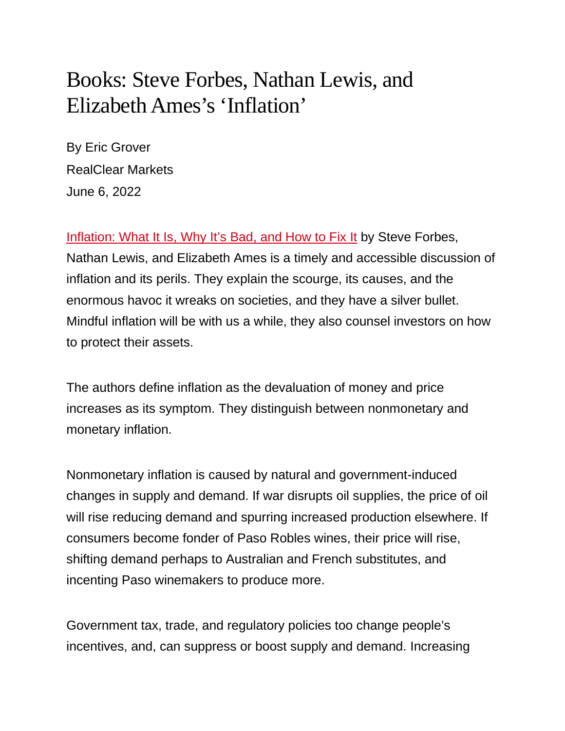# Books: Steve Forbes, Nathan Lewis, and Elizabeth Ames's 'Inflation'

By Eric Grover
RealClear Markets
June 6, 2022

Inflation: What It Is, Why It's Bad, and How to Fix It by Steve Forbes, Nathan Lewis, and Elizabeth Ames is a timely and accessible discussion of inflation and its perils. They explain the scourge, its causes, and the enormous havoc it wreaks on societies, and they have a silver bullet. Mindful inflation will be with us a while, they also counsel investors on how to protect their assets.

The authors define inflation as the devaluation of money and price increases as its symptom. They distinguish between nonmonetary and monetary inflation.

Nonmonetary inflation is caused by natural and government-induced changes in supply and demand. If war disrupts oil supplies, the price of oil will rise reducing demand and spurring increased production elsewhere. If consumers become fonder of Paso Robles wines, their price will rise, shifting demand perhaps to Australian and French substitutes, and incenting Paso winemakers to produce more.

Government tax, trade, and regulatory policies too change people's incentives, and, can suppress or boost supply and demand. Increasing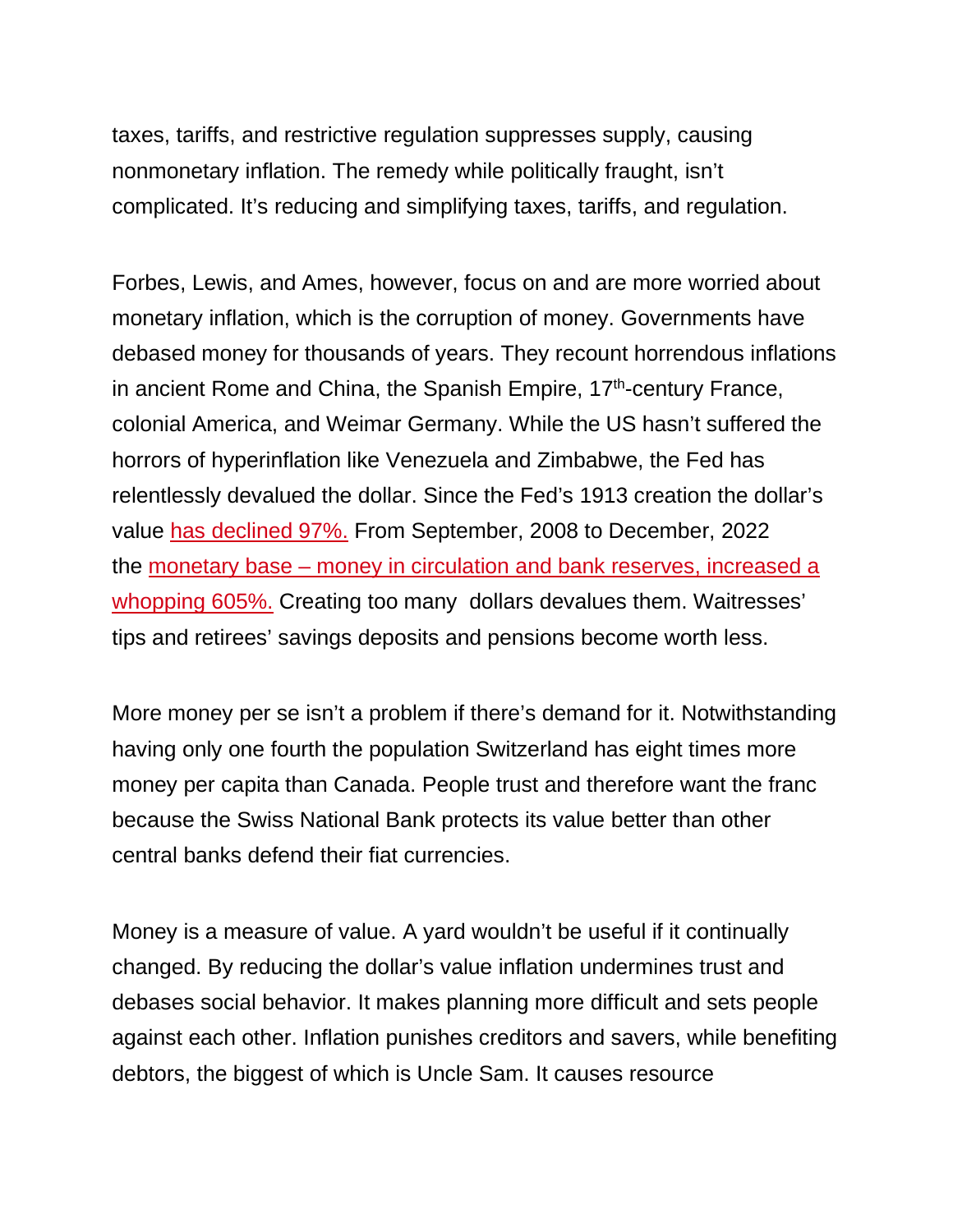taxes, tariffs, and restrictive regulation suppresses supply, causing nonmonetary inflation. The remedy while politically fraught, isn't complicated. It's reducing and simplifying taxes, tariffs, and regulation.

Forbes, Lewis, and Ames, however, focus on and are more worried about monetary inflation, which is the corruption of money. Governments have debased money for thousands of years. They recount horrendous inflations in ancient Rome and China, the Spanish Empire, 17th-century France, colonial America, and Weimar Germany. While the US hasn't suffered the horrors of hyperinflation like Venezuela and Zimbabwe, the Fed has relentlessly devalued the dollar. Since the Fed's 1913 creation the dollar's value has declined 97%. From September, 2008 to December, 2022 the monetary base – money in circulation and bank reserves, increased a whopping 605%. Creating too many dollars devalues them. Waitresses' tips and retirees' savings deposits and pensions become worth less.

More money per se isn't a problem if there's demand for it. Notwithstanding having only one fourth the population Switzerland has eight times more money per capita than Canada. People trust and therefore want the franc because the Swiss National Bank protects its value better than other central banks defend their fiat currencies.

Money is a measure of value. A yard wouldn't be useful if it continually changed. By reducing the dollar's value inflation undermines trust and debases social behavior. It makes planning more difficult and sets people against each other. Inflation punishes creditors and savers, while benefiting debtors, the biggest of which is Uncle Sam. It causes resource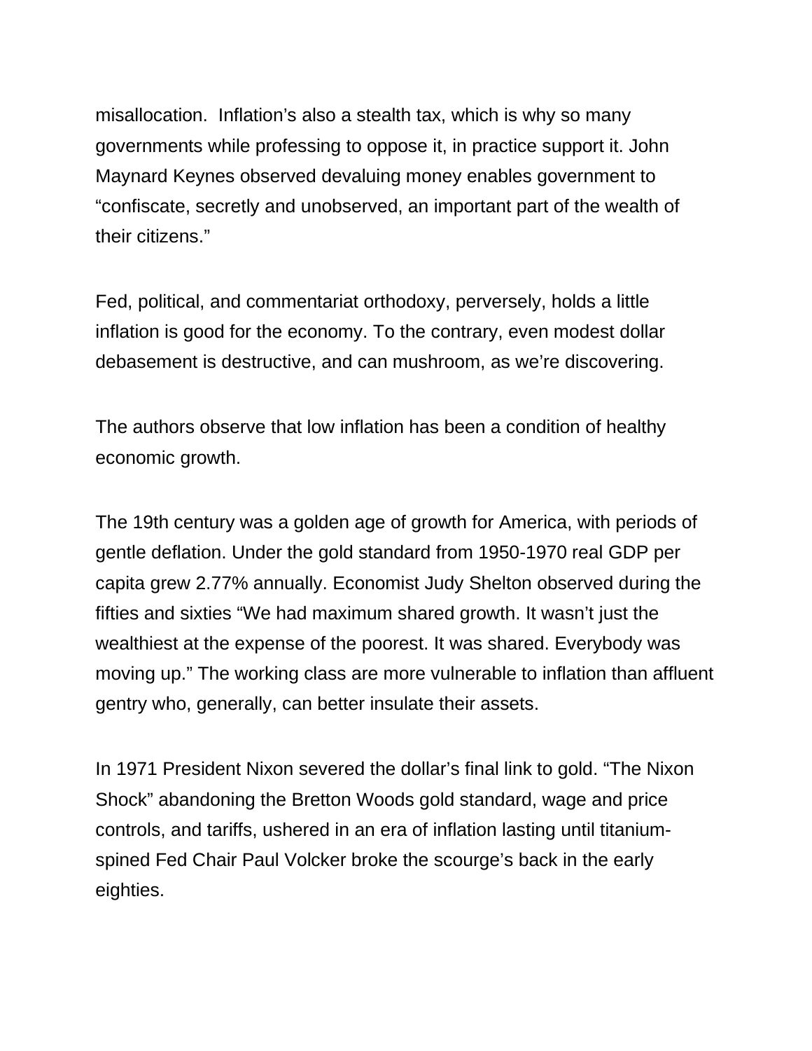misallocation.  Inflation's also a stealth tax, which is why so many governments while professing to oppose it, in practice support it. John Maynard Keynes observed devaluing money enables government to "confiscate, secretly and unobserved, an important part of the wealth of their citizens."

Fed, political, and commentariat orthodoxy, perversely, holds a little inflation is good for the economy. To the contrary, even modest dollar debasement is destructive, and can mushroom, as we're discovering.

The authors observe that low inflation has been a condition of healthy economic growth.

The 19th century was a golden age of growth for America, with periods of gentle deflation. Under the gold standard from 1950-1970 real GDP per capita grew 2.77% annually. Economist Judy Shelton observed during the fifties and sixties "We had maximum shared growth. It wasn't just the wealthiest at the expense of the poorest. It was shared. Everybody was moving up." The working class are more vulnerable to inflation than affluent gentry who, generally, can better insulate their assets.

In 1971 President Nixon severed the dollar's final link to gold. "The Nixon Shock" abandoning the Bretton Woods gold standard, wage and price controls, and tariffs, ushered in an era of inflation lasting until titanium-spined Fed Chair Paul Volcker broke the scourge's back in the early eighties.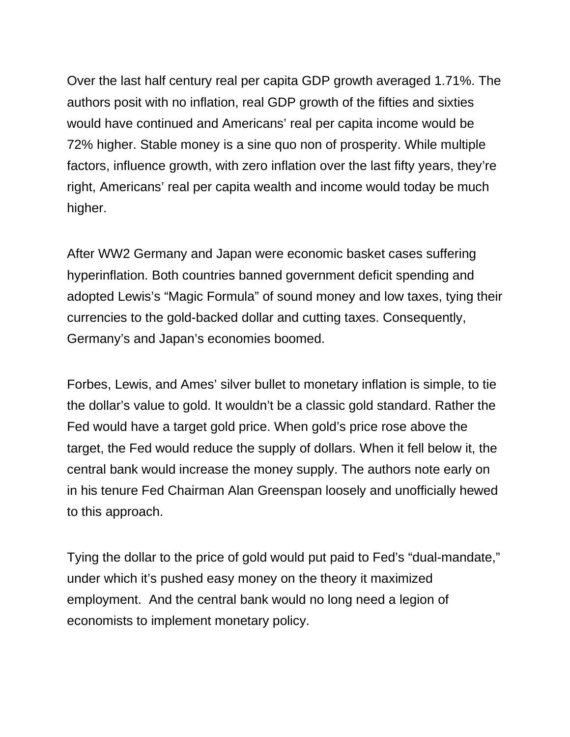Over the last half century real per capita GDP growth averaged 1.71%. The authors posit with no inflation, real GDP growth of the fifties and sixties would have continued and Americans' real per capita income would be 72% higher. Stable money is a sine quo non of prosperity. While multiple factors, influence growth, with zero inflation over the last fifty years, they're right, Americans' real per capita wealth and income would today be much higher.

After WW2 Germany and Japan were economic basket cases suffering hyperinflation. Both countries banned government deficit spending and adopted Lewis's "Magic Formula" of sound money and low taxes, tying their currencies to the gold-backed dollar and cutting taxes. Consequently, Germany's and Japan's economies boomed.

Forbes, Lewis, and Ames' silver bullet to monetary inflation is simple, to tie the dollar's value to gold. It wouldn't be a classic gold standard. Rather the Fed would have a target gold price. When gold's price rose above the target, the Fed would reduce the supply of dollars. When it fell below it, the central bank would increase the money supply. The authors note early on in his tenure Fed Chairman Alan Greenspan loosely and unofficially hewed to this approach.

Tying the dollar to the price of gold would put paid to Fed's "dual-mandate," under which it's pushed easy money on the theory it maximized employment.  And the central bank would no long need a legion of economists to implement monetary policy.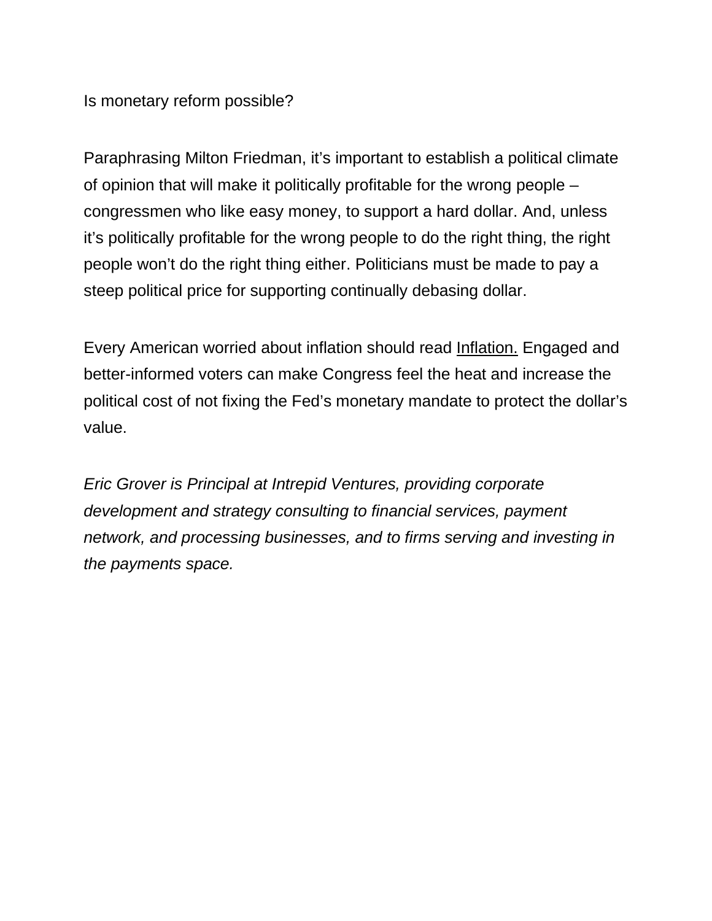Is monetary reform possible?

Paraphrasing Milton Friedman, it's important to establish a political climate of opinion that will make it politically profitable for the wrong people – congressmen who like easy money, to support a hard dollar. And, unless it's politically profitable for the wrong people to do the right thing, the right people won't do the right thing either. Politicians must be made to pay a steep political price for supporting continually debasing dollar.

Every American worried about inflation should read Inflation. Engaged and better-informed voters can make Congress feel the heat and increase the political cost of not fixing the Fed's monetary mandate to protect the dollar's value.

*Eric Grover is Principal at Intrepid Ventures, providing corporate development and strategy consulting to financial services, payment network, and processing businesses, and to firms serving and investing in the payments space.*